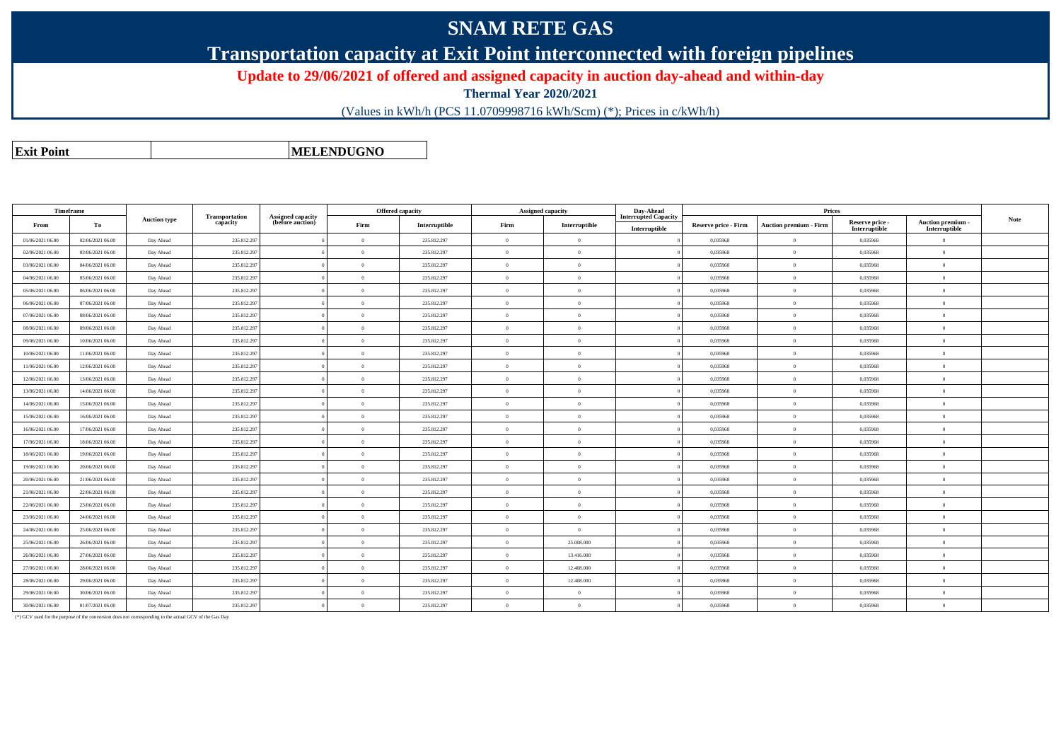# SNAM RETE GAS

## Transportation capacity at Exit Point interconnected with foreign pipelines

### Update to 29/06/2021 of offered and assigned capacity in auction day-ahead and within-day

**Thermal Year 2020/2021**

(Values in kWh/h (PCS 11.0709998716 kWh/Scm) (*); Prices in c/kWh/h)

| **Exit Point** | | **MELENDUGNO** |
|---|---|---|

| Timeframe | | Auction type | Transportation capacity | Assigned capacity (before auction) | Offered capacity | | Assigned capacity | | Day-Ahead Interrupted Capacity | Prices | | | | Note |
|---|---|---|---|---|---|---|---|---|---|---|---|---|---|---|
| From | To | | | | Firm | Interruptible | Firm | Interruptible | Interruptible | Reserve price - Firm | Auction premium - Firm | Reserve price - Interruptible | Auction premium - Interruptible | |
| 01/06/2021 06.00 | 02/06/2021 06.00 | Day Ahead | 235.812.297 | 0 | 0 | 235.812.297 | 0 | 0 | 0 | 0,035968 | 0 | 0,035968 | 0 | |
| 02/06/2021 06.00 | 03/06/2021 06.00 | Day Ahead | 235.812.297 | 0 | 0 | 235.812.297 | 0 | 0 | 0 | 0,035968 | 0 | 0,035968 | 0 | |
| 03/06/2021 06.00 | 04/06/2021 06.00 | Day Ahead | 235.812.297 | 0 | 0 | 235.812.297 | 0 | 0 | 0 | 0,035968 | 0 | 0,035968 | 0 | |
| 04/06/2021 06.00 | 05/06/2021 06.00 | Day Ahead | 235.812.297 | 0 | 0 | 235.812.297 | 0 | 0 | 0 | 0,035968 | 0 | 0,035968 | 0 | |
| 05/06/2021 06.00 | 06/06/2021 06.00 | Day Ahead | 235.812.297 | 0 | 0 | 235.812.297 | 0 | 0 | 0 | 0,035968 | 0 | 0,035968 | 0 | |
| 06/06/2021 06.00 | 07/06/2021 06.00 | Day Ahead | 235.812.297 | 0 | 0 | 235.812.297 | 0 | 0 | 0 | 0,035968 | 0 | 0,035968 | 0 | |
| 07/06/2021 06.00 | 08/06/2021 06.00 | Day Ahead | 235.812.297 | 0 | 0 | 235.812.297 | 0 | 0 | 0 | 0,035968 | 0 | 0,035968 | 0 | |
| 08/06/2021 06.00 | 09/06/2021 06.00 | Day Ahead | 235.812.297 | 0 | 0 | 235.812.297 | 0 | 0 | 0 | 0,035968 | 0 | 0,035968 | 0 | |
| 09/06/2021 06.00 | 10/06/2021 06.00 | Day Ahead | 235.812.297 | 0 | 0 | 235.812.297 | 0 | 0 | 0 | 0,035968 | 0 | 0,035968 | 0 | |
| 10/06/2021 06.00 | 11/06/2021 06.00 | Day Ahead | 235.812.297 | 0 | 0 | 235.812.297 | 0 | 0 | 0 | 0,035968 | 0 | 0,035968 | 0 | |
| 11/06/2021 06.00 | 12/06/2021 06.00 | Day Ahead | 235.812.297 | 0 | 0 | 235.812.297 | 0 | 0 | 0 | 0,035968 | 0 | 0,035968 | 0 | |
| 12/06/2021 06.00 | 13/06/2021 06.00 | Day Ahead | 235.812.297 | 0 | 0 | 235.812.297 | 0 | 0 | 0 | 0,035968 | 0 | 0,035968 | 0 | |
| 13/06/2021 06.00 | 14/06/2021 06.00 | Day Ahead | 235.812.297 | 0 | 0 | 235.812.297 | 0 | 0 | 0 | 0,035968 | 0 | 0,035968 | 0 | |
| 14/06/2021 06.00 | 15/06/2021 06.00 | Day Ahead | 235.812.297 | 0 | 0 | 235.812.297 | 0 | 0 | 0 | 0,035968 | 0 | 0,035968 | 0 | |
| 15/06/2021 06.00 | 16/06/2021 06.00 | Day Ahead | 235.812.297 | 0 | 0 | 235.812.297 | 0 | 0 | 0 | 0,035968 | 0 | 0,035968 | 0 | |
| 16/06/2021 06.00 | 17/06/2021 06.00 | Day Ahead | 235.812.297 | 0 | 0 | 235.812.297 | 0 | 0 | 0 | 0,035968 | 0 | 0,035968 | 0 | |
| 17/06/2021 06.00 | 18/06/2021 06.00 | Day Ahead | 235.812.297 | 0 | 0 | 235.812.297 | 0 | 0 | 0 | 0,035968 | 0 | 0,035968 | 0 | |
| 18/06/2021 06.00 | 19/06/2021 06.00 | Day Ahead | 235.812.297 | 0 | 0 | 235.812.297 | 0 | 0 | 0 | 0,035968 | 0 | 0,035968 | 0 | |
| 19/06/2021 06.00 | 20/06/2021 06.00 | Day Ahead | 235.812.297 | 0 | 0 | 235.812.297 | 0 | 0 | 0 | 0,035968 | 0 | 0,035968 | 0 | |
| 20/06/2021 06.00 | 21/06/2021 06.00 | Day Ahead | 235.812.297 | 0 | 0 | 235.812.297 | 0 | 0 | 0 | 0,035968 | 0 | 0,035968 | 0 | |
| 21/06/2021 06.00 | 22/06/2021 06.00 | Day Ahead | 235.812.297 | 0 | 0 | 235.812.297 | 0 | 0 | 0 | 0,035968 | 0 | 0,035968 | 0 | |
| 22/06/2021 06.00 | 23/06/2021 06.00 | Day Ahead | 235.812.297 | 0 | 0 | 235.812.297 | 0 | 0 | 0 | 0,035968 | 0 | 0,035968 | 0 | |
| 23/06/2021 06.00 | 24/06/2021 06.00 | Day Ahead | 235.812.297 | 0 | 0 | 235.812.297 | 0 | 0 | 0 | 0,035968 | 0 | 0,035968 | 0 | |
| 24/06/2021 06.00 | 25/06/2021 06.00 | Day Ahead | 235.812.297 | 0 | 0 | 235.812.297 | 0 | 0 | 0 | 0,035968 | 0 | 0,035968 | 0 | |
| 25/06/2021 06.00 | 26/06/2021 06.00 | Day Ahead | 235.812.297 | 0 | 0 | 235.812.297 | 0 | 25.008.000 | 0 | 0,035968 | 0 | 0,035968 | 0 | |
| 26/06/2021 06.00 | 27/06/2021 06.00 | Day Ahead | 235.812.297 | 0 | 0 | 235.812.297 | 0 | 13.416.000 | 0 | 0,035968 | 0 | 0,035968 | 0 | |
| 27/06/2021 06.00 | 28/06/2021 06.00 | Day Ahead | 235.812.297 | 0 | 0 | 235.812.297 | 0 | 12.408.000 | 0 | 0,035968 | 0 | 0,035968 | 0 | |
| 28/06/2021 06.00 | 29/06/2021 06.00 | Day Ahead | 235.812.297 | 0 | 0 | 235.812.297 | 0 | 12.408.000 | 0 | 0,035968 | 0 | 0,035968 | 0 | |
| 29/06/2021 06.00 | 30/06/2021 06.00 | Day Ahead | 235.812.297 | 0 | 0 | 235.812.297 | 0 | 0 | 0 | 0,035968 | 0 | 0,035968 | 0 | |
| 30/06/2021 06.00 | 01/07/2021 06.00 | Day Ahead | 235.812.297 | 0 | 0 | 235.812.297 | 0 | 0 | 0 | 0,035968 | 0 | 0,035968 | 0 | |

(*) GCV used for the purpose of the conversion does not corresponding to the actual GCV of the Gas Day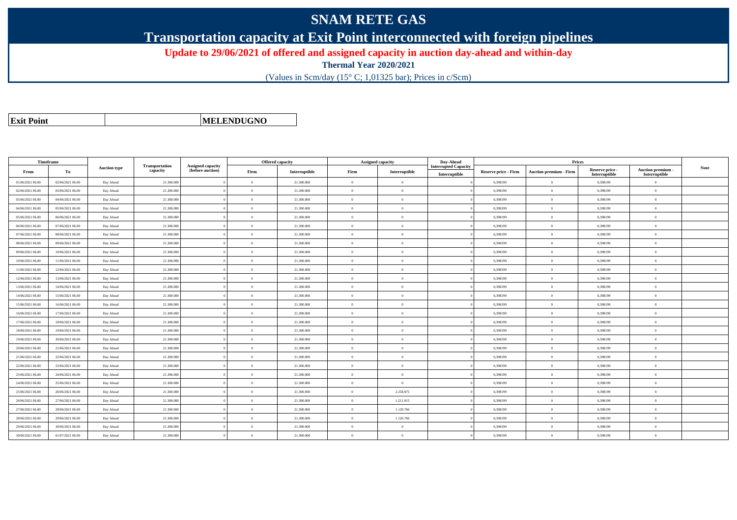# SNAM RETE GAS

## Transportation capacity at Exit Point interconnected with foreign pipelines

### Update to 29/06/2021 of offered and assigned capacity in auction day-ahead and within-day

**Thermal Year 2020/2021**

(Values in Scm/day (15° C; 1,01325 bar); Prices in c/Scm)

| Exit Point | MELENDUGNO |
|---|---|

| Timeframe | | Auction type | Transportation capacity | Assigned capacity (before auction) | Offered capacity | | Assigned capacity | | Day-Ahead Interrupted Capacity | Prices | | | | Note |
|---|---|---|---|---|---|---|---|---|---|---|---|---|---|---|
| From | To | | | | Firm | Interruptible | Firm | Interruptible | Interruptible | Reserve price - Firm | Auction premium - Firm | Reserve price - Interruptible | Auction premium - Interruptible | |
| 01/06/2021 06.00 | 02/06/2021 06.00 | Day Ahead | 21.300.000 | 0 | 0 | 21.300.000 | 0 | 0 | 0 | 0,398199 | 0 | 0,398199 | 0 | |
| 02/06/2021 06.00 | 03/06/2021 06.00 | Day Ahead | 21.300.000 | 0 | 0 | 21.300.000 | 0 | 0 | 0 | 0,398199 | 0 | 0,398199 | 0 | |
| 03/06/2021 06.00 | 04/06/2021 06.00 | Day Ahead | 21.300.000 | 0 | 0 | 21.300.000 | 0 | 0 | 0 | 0,398199 | 0 | 0,398199 | 0 | |
| 04/06/2021 06.00 | 05/06/2021 06.00 | Day Ahead | 21.300.000 | 0 | 0 | 21.300.000 | 0 | 0 | 0 | 0,398199 | 0 | 0,398199 | 0 | |
| 05/06/2021 06.00 | 06/06/2021 06.00 | Day Ahead | 21.300.000 | 0 | 0 | 21.300.000 | 0 | 0 | 0 | 0,398199 | 0 | 0,398199 | 0 | |
| 06/06/2021 06.00 | 07/06/2021 06.00 | Day Ahead | 21.300.000 | 0 | 0 | 21.300.000 | 0 | 0 | 0 | 0,398199 | 0 | 0,398199 | 0 | |
| 07/06/2021 06.00 | 08/06/2021 06.00 | Day Ahead | 21.300.000 | 0 | 0 | 21.300.000 | 0 | 0 | 0 | 0,398199 | 0 | 0,398199 | 0 | |
| 08/06/2021 06.00 | 09/06/2021 06.00 | Day Ahead | 21.300.000 | 0 | 0 | 21.300.000 | 0 | 0 | 0 | 0,398199 | 0 | 0,398199 | 0 | |
| 09/06/2021 06.00 | 10/06/2021 06.00 | Day Ahead | 21.300.000 | 0 | 0 | 21.300.000 | 0 | 0 | 0 | 0,398199 | 0 | 0,398199 | 0 | |
| 10/06/2021 06.00 | 11/06/2021 06.00 | Day Ahead | 21.300.000 | 0 | 0 | 21.300.000 | 0 | 0 | 0 | 0,398199 | 0 | 0,398199 | 0 | |
| 11/06/2021 06.00 | 12/06/2021 06.00 | Day Ahead | 21.300.000 | 0 | 0 | 21.300.000 | 0 | 0 | 0 | 0,398199 | 0 | 0,398199 | 0 | |
| 12/06/2021 06.00 | 13/06/2021 06.00 | Day Ahead | 21.300.000 | 0 | 0 | 21.300.000 | 0 | 0 | 0 | 0,398199 | 0 | 0,398199 | 0 | |
| 13/06/2021 06.00 | 14/06/2021 06.00 | Day Ahead | 21.300.000 | 0 | 0 | 21.300.000 | 0 | 0 | 0 | 0,398199 | 0 | 0,398199 | 0 | |
| 14/06/2021 06.00 | 15/06/2021 06.00 | Day Ahead | 21.300.000 | 0 | 0 | 21.300.000 | 0 | 0 | 0 | 0,398199 | 0 | 0,398199 | 0 | |
| 15/06/2021 06.00 | 16/06/2021 06.00 | Day Ahead | 21.300.000 | 0 | 0 | 21.300.000 | 0 | 0 | 0 | 0,398199 | 0 | 0,398199 | 0 | |
| 16/06/2021 06.00 | 17/06/2021 06.00 | Day Ahead | 21.300.000 | 0 | 0 | 21.300.000 | 0 | 0 | 0 | 0,398199 | 0 | 0,398199 | 0 | |
| 17/06/2021 06.00 | 18/06/2021 06.00 | Day Ahead | 21.300.000 | 0 | 0 | 21.300.000 | 0 | 0 | 0 | 0,398199 | 0 | 0,398199 | 0 | |
| 18/06/2021 06.00 | 19/06/2021 06.00 | Day Ahead | 21.300.000 | 0 | 0 | 21.300.000 | 0 | 0 | 0 | 0,398199 | 0 | 0,398199 | 0 | |
| 19/06/2021 06.00 | 20/06/2021 06.00 | Day Ahead | 21.300.000 | 0 | 0 | 21.300.000 | 0 | 0 | 0 | 0,398199 | 0 | 0,398199 | 0 | |
| 20/06/2021 06.00 | 21/06/2021 06.00 | Day Ahead | 21.300.000 | 0 | 0 | 21.300.000 | 0 | 0 | 0 | 0,398199 | 0 | 0,398199 | 0 | |
| 21/06/2021 06.00 | 22/06/2021 06.00 | Day Ahead | 21.300.000 | 0 | 0 | 21.300.000 | 0 | 0 | 0 | 0,398199 | 0 | 0,398199 | 0 | |
| 22/06/2021 06.00 | 23/06/2021 06.00 | Day Ahead | 21.300.000 | 0 | 0 | 21.300.000 | 0 | 0 | 0 | 0,398199 | 0 | 0,398199 | 0 | |
| 23/06/2021 06.00 | 24/06/2021 06.00 | Day Ahead | 21.300.000 | 0 | 0 | 21.300.000 | 0 | 0 | 0 | 0,398199 | 0 | 0,398199 | 0 | |
| 24/06/2021 06.00 | 25/06/2021 06.00 | Day Ahead | 21.300.000 | 0 | 0 | 21.300.000 | 0 | 0 | 0 | 0,398199 | 0 | 0,398199 | 0 | |
| 25/06/2021 06.00 | 26/06/2021 06.00 | Day Ahead | 21.300.000 | 0 | 0 | 21.300.000 | 0 | 2.258.875 | 0 | 0,398199 | 0 | 0,398199 | 0 | |
| 26/06/2021 06.00 | 27/06/2021 06.00 | Day Ahead | 21.300.000 | 0 | 0 | 21.300.000 | 0 | 1.211.815 | 0 | 0,398199 | 0 | 0,398199 | 0 | |
| 27/06/2021 06.00 | 28/06/2021 06.00 | Day Ahead | 21.300.000 | 0 | 0 | 21.300.000 | 0 | 1.120.766 | 0 | 0,398199 | 0 | 0,398199 | 0 | |
| 28/06/2021 06.00 | 29/06/2021 06.00 | Day Ahead | 21.300.000 | 0 | 0 | 21.300.000 | 0 | 1.120.766 | 0 | 0,398199 | 0 | 0,398199 | 0 | |
| 29/06/2021 06.00 | 30/06/2021 06.00 | Day Ahead | 21.300.000 | 0 | 0 | 21.300.000 | 0 | 0 | 0 | 0,398199 | 0 | 0,398199 | 0 | |
| 30/06/2021 06.00 | 01/07/2021 06.00 | Day Ahead | 21.300.000 | 0 | 0 | 21.300.000 | 0 | 0 | 0 | 0,398199 | 0 | 0,398199 | 0 | |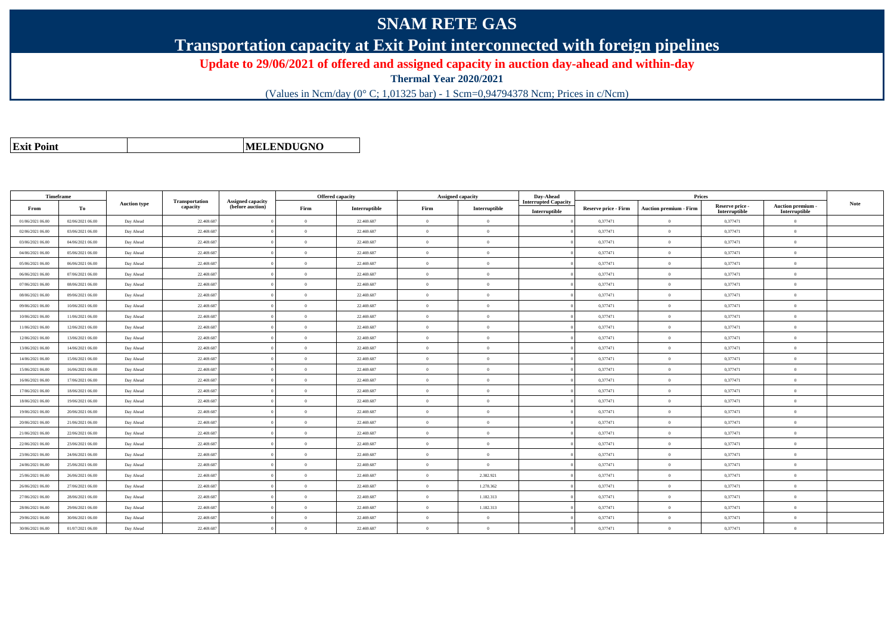# SNAM RETE GAS

## Transportation capacity at Exit Point interconnected with foreign pipelines

**Update to 29/06/2021 of offered and assigned capacity in auction day-ahead and within-day**

**Thermal Year 2020/2021**

(Values in Ncm/day (0° C; 1,01325 bar) - 1 Scm=0,94794378 Ncm; Prices in c/Ncm)

| Exit Point | | MELENDUGNO |
|---|---|---|

| Timeframe | | Auction type | Transportation capacity | Assigned capacity (before auction) | Offered capacity | | Assigned capacity | | Day-Ahead Interrupted Capacity | Prices | | | | Note |
|---|---|---|---|---|---|---|---|---|---|---|---|---|---|---|
| From | To | | | | Firm | Interruptible | Firm | Interruptible | Interruptible | Reserve price - Firm | Auction premium - Firm | Reserve price - Interruptible | Auction premium - Interruptible | |
| 01/06/2021 06.00 | 02/06/2021 06.00 | Day Ahead | 22.469.687 | 0 | 0 | 22.469.687 | 0 | 0 | 0 | 0,377471 | 0 | 0,377471 | 0 | |
| 02/06/2021 06.00 | 03/06/2021 06.00 | Day Ahead | 22.469.687 | 0 | 0 | 22.469.687 | 0 | 0 | 0 | 0,377471 | 0 | 0,377471 | 0 | |
| 03/06/2021 06.00 | 04/06/2021 06.00 | Day Ahead | 22.469.687 | 0 | 0 | 22.469.687 | 0 | 0 | 0 | 0,377471 | 0 | 0,377471 | 0 | |
| 04/06/2021 06.00 | 05/06/2021 06.00 | Day Ahead | 22.469.687 | 0 | 0 | 22.469.687 | 0 | 0 | 0 | 0,377471 | 0 | 0,377471 | 0 | |
| 05/06/2021 06.00 | 06/06/2021 06.00 | Day Ahead | 22.469.687 | 0 | 0 | 22.469.687 | 0 | 0 | 0 | 0,377471 | 0 | 0,377471 | 0 | |
| 06/06/2021 06.00 | 07/06/2021 06.00 | Day Ahead | 22.469.687 | 0 | 0 | 22.469.687 | 0 | 0 | 0 | 0,377471 | 0 | 0,377471 | 0 | |
| 07/06/2021 06.00 | 08/06/2021 06.00 | Day Ahead | 22.469.687 | 0 | 0 | 22.469.687 | 0 | 0 | 0 | 0,377471 | 0 | 0,377471 | 0 | |
| 08/06/2021 06.00 | 09/06/2021 06.00 | Day Ahead | 22.469.687 | 0 | 0 | 22.469.687 | 0 | 0 | 0 | 0,377471 | 0 | 0,377471 | 0 | |
| 09/06/2021 06.00 | 10/06/2021 06.00 | Day Ahead | 22.469.687 | 0 | 0 | 22.469.687 | 0 | 0 | 0 | 0,377471 | 0 | 0,377471 | 0 | |
| 10/06/2021 06.00 | 11/06/2021 06.00 | Day Ahead | 22.469.687 | 0 | 0 | 22.469.687 | 0 | 0 | 0 | 0,377471 | 0 | 0,377471 | 0 | |
| 11/06/2021 06.00 | 12/06/2021 06.00 | Day Ahead | 22.469.687 | 0 | 0 | 22.469.687 | 0 | 0 | 0 | 0,377471 | 0 | 0,377471 | 0 | |
| 12/06/2021 06.00 | 13/06/2021 06.00 | Day Ahead | 22.469.687 | 0 | 0 | 22.469.687 | 0 | 0 | 0 | 0,377471 | 0 | 0,377471 | 0 | |
| 13/06/2021 06.00 | 14/06/2021 06.00 | Day Ahead | 22.469.687 | 0 | 0 | 22.469.687 | 0 | 0 | 0 | 0,377471 | 0 | 0,377471 | 0 | |
| 14/06/2021 06.00 | 15/06/2021 06.00 | Day Ahead | 22.469.687 | 0 | 0 | 22.469.687 | 0 | 0 | 0 | 0,377471 | 0 | 0,377471 | 0 | |
| 15/06/2021 06.00 | 16/06/2021 06.00 | Day Ahead | 22.469.687 | 0 | 0 | 22.469.687 | 0 | 0 | 0 | 0,377471 | 0 | 0,377471 | 0 | |
| 16/06/2021 06.00 | 17/06/2021 06.00 | Day Ahead | 22.469.687 | 0 | 0 | 22.469.687 | 0 | 0 | 0 | 0,377471 | 0 | 0,377471 | 0 | |
| 17/06/2021 06.00 | 18/06/2021 06.00 | Day Ahead | 22.469.687 | 0 | 0 | 22.469.687 | 0 | 0 | 0 | 0,377471 | 0 | 0,377471 | 0 | |
| 18/06/2021 06.00 | 19/06/2021 06.00 | Day Ahead | 22.469.687 | 0 | 0 | 22.469.687 | 0 | 0 | 0 | 0,377471 | 0 | 0,377471 | 0 | |
| 19/06/2021 06.00 | 20/06/2021 06.00 | Day Ahead | 22.469.687 | 0 | 0 | 22.469.687 | 0 | 0 | 0 | 0,377471 | 0 | 0,377471 | 0 | |
| 20/06/2021 06.00 | 21/06/2021 06.00 | Day Ahead | 22.469.687 | 0 | 0 | 22.469.687 | 0 | 0 | 0 | 0,377471 | 0 | 0,377471 | 0 | |
| 21/06/2021 06.00 | 22/06/2021 06.00 | Day Ahead | 22.469.687 | 0 | 0 | 22.469.687 | 0 | 0 | 0 | 0,377471 | 0 | 0,377471 | 0 | |
| 22/06/2021 06.00 | 23/06/2021 06.00 | Day Ahead | 22.469.687 | 0 | 0 | 22.469.687 | 0 | 0 | 0 | 0,377471 | 0 | 0,377471 | 0 | |
| 23/06/2021 06.00 | 24/06/2021 06.00 | Day Ahead | 22.469.687 | 0 | 0 | 22.469.687 | 0 | 0 | 0 | 0,377471 | 0 | 0,377471 | 0 | |
| 24/06/2021 06.00 | 25/06/2021 06.00 | Day Ahead | 22.469.687 | 0 | 0 | 22.469.687 | 0 | 0 | 0 | 0,377471 | 0 | 0,377471 | 0 | |
| 25/06/2021 06.00 | 26/06/2021 06.00 | Day Ahead | 22.469.687 | 0 | 0 | 22.469.687 | 0 | 2.382.921 | 0 | 0,377471 | 0 | 0,377471 | 0 | |
| 26/06/2021 06.00 | 27/06/2021 06.00 | Day Ahead | 22.469.687 | 0 | 0 | 22.469.687 | 0 | 1.278.362 | 0 | 0,377471 | 0 | 0,377471 | 0 | |
| 27/06/2021 06.00 | 28/06/2021 06.00 | Day Ahead | 22.469.687 | 0 | 0 | 22.469.687 | 0 | 1.182.313 | 0 | 0,377471 | 0 | 0,377471 | 0 | |
| 28/06/2021 06.00 | 29/06/2021 06.00 | Day Ahead | 22.469.687 | 0 | 0 | 22.469.687 | 0 | 1.182.313 | 0 | 0,377471 | 0 | 0,377471 | 0 | |
| 29/06/2021 06.00 | 30/06/2021 06.00 | Day Ahead | 22.469.687 | 0 | 0 | 22.469.687 | 0 | 0 | 0 | 0,377471 | 0 | 0,377471 | 0 | |
| 30/06/2021 06.00 | 01/07/2021 06.00 | Day Ahead | 22.469.687 | 0 | 0 | 22.469.687 | 0 | 0 | 0 | 0,377471 | 0 | 0,377471 | 0 | |